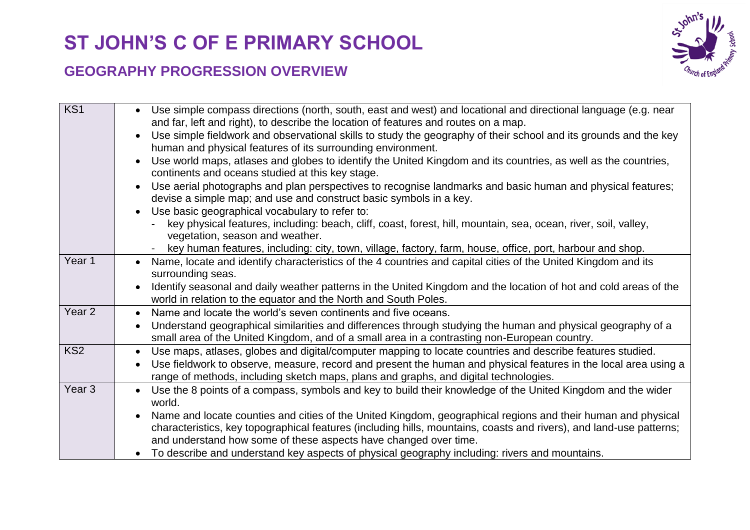# ST JOHN'S C OF E PRIMARY SCHOOL

## GEOGRAPHY PROGRESSION OVERVIEW

| | |
|---|---|
| KS1 | • Use simple compass directions (north, south, east and west) and locational and directional language (e.g. near and far, left and right), to describe the location of features and routes on a map.<br>• Use simple fieldwork and observational skills to study the geography of their school and its grounds and the key human and physical features of its surrounding environment.<br>• Use world maps, atlases and globes to identify the United Kingdom and its countries, as well as the countries, continents and oceans studied at this key stage.<br>• Use aerial photographs and plan perspectives to recognise landmarks and basic human and physical features; devise a simple map; and use and construct basic symbols in a key.<br>• Use basic geographical vocabulary to refer to:<br>- key physical features, including: beach, cliff, coast, forest, hill, mountain, sea, ocean, river, soil, valley, vegetation, season and weather.<br>- key human features, including: city, town, village, factory, farm, house, office, port, harbour and shop. |
| Year 1 | • Name, locate and identify characteristics of the 4 countries and capital cities of the United Kingdom and its surrounding seas.<br>• Identify seasonal and daily weather patterns in the United Kingdom and the location of hot and cold areas of the world in relation to the equator and the North and South Poles. |
| Year 2 | • Name and locate the world's seven continents and five oceans.<br>• Understand geographical similarities and differences through studying the human and physical geography of a small area of the United Kingdom, and of a small area in a contrasting non-European country. |
| KS2 | • Use maps, atlases, globes and digital/computer mapping to locate countries and describe features studied.<br>• Use fieldwork to observe, measure, record and present the human and physical features in the local area using a range of methods, including sketch maps, plans and graphs, and digital technologies. |
| Year 3 | • Use the 8 points of a compass, symbols and key to build their knowledge of the United Kingdom and the wider world.<br>• Name and locate counties and cities of the United Kingdom, geographical regions and their human and physical characteristics, key topographical features (including hills, mountains, coasts and rivers), and land-use patterns; and understand how some of these aspects have changed over time.<br>• To describe and understand key aspects of physical geography including: rivers and mountains. |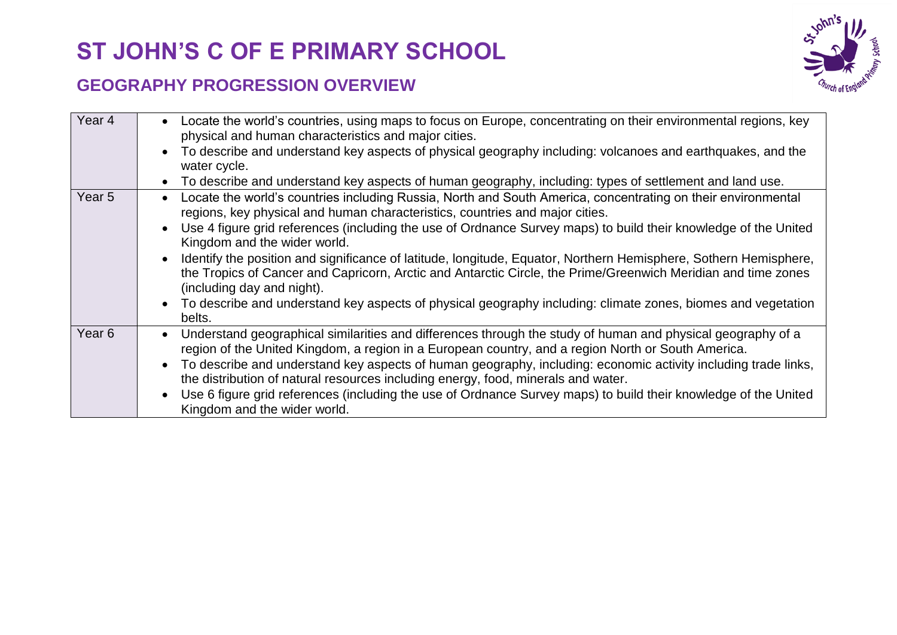# ST JOHN'S C OF E PRIMARY SCHOOL

## GEOGRAPHY PROGRESSION OVERVIEW

| | |
|---|---|
| Year 4 | • Locate the world's countries, using maps to focus on Europe, concentrating on their environmental regions, key physical and human characteristics and major cities.<br>• To describe and understand key aspects of physical geography including: volcanoes and earthquakes, and the water cycle.<br>• To describe and understand key aspects of human geography, including: types of settlement and land use. |
| Year 5 | • Locate the world's countries including Russia, North and South America, concentrating on their environmental regions, key physical and human characteristics, countries and major cities.<br>• Use 4 figure grid references (including the use of Ordnance Survey maps) to build their knowledge of the United Kingdom and the wider world.<br>• Identify the position and significance of latitude, longitude, Equator, Northern Hemisphere, Sothern Hemisphere, the Tropics of Cancer and Capricorn, Arctic and Antarctic Circle, the Prime/Greenwich Meridian and time zones (including day and night).<br>• To describe and understand key aspects of physical geography including: climate zones, biomes and vegetation belts. |
| Year 6 | • Understand geographical similarities and differences through the study of human and physical geography of a region of the United Kingdom, a region in a European country, and a region North or South America.<br>• To describe and understand key aspects of human geography, including: economic activity including trade links, the distribution of natural resources including energy, food, minerals and water.<br>• Use 6 figure grid references (including the use of Ordnance Survey maps) to build their knowledge of the United Kingdom and the wider world. |